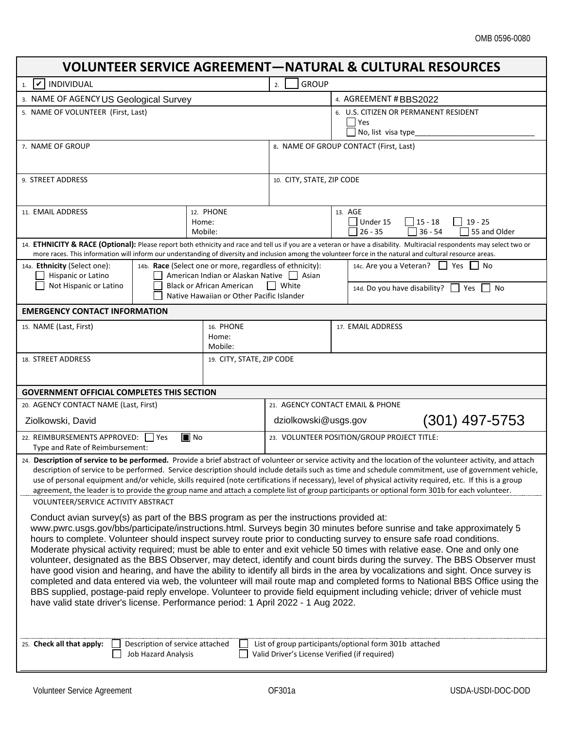OMB 0596-0080

# VOLUNTEER SERVICE AGREEMENT—NATURAL & CULTURAL RESOURCES

| | |
|---|---|
| 1. ☑ INDIVIDUAL | 2. ☐ GROUP |
| 3. NAME OF AGENCY US Geological Survey | 4. AGREEMENT # BBS2022 |
| 5. NAME OF VOLUNTEER (First, Last) | 6. U.S. CITIZEN OR PERMANENT RESIDENT ☐ Yes ☐ No, list visa type______________________________ |
| 7. NAME OF GROUP | 8. NAME OF GROUP CONTACT (First, Last) |
| 9. STREET ADDRESS | 10. CITY, STATE, ZIP CODE |

| | | |
|---|---|---|
| 11. EMAIL ADDRESS | 12. PHONE Home: Mobile: | 13. AGE ☐ Under 15 ☐ 15 - 18 ☐ 19 - 25 ☐ 26 - 35 ☐ 36 - 54 ☐ 55 and Older |

14. **ETHNICITY & RACE (Optional):** Please report both ethnicity and race and tell us if you are a veteran or have a disability. Multiracial respondents may select two or more races. This information will inform our understanding of diversity and inclusion among the volunteer force in the natural and cultural resource areas.

| | | |
|---|---|---|
| 14a. **Ethnicity** (Select one): ☐ Hispanic or Latino ☐ Not Hispanic or Latino | 14b. **Race** (Select one or more, regardless of ethnicity): ☐ American Indian or Alaskan Native ☐ Asian ☐ Black or African American ☐ White ☐ Native Hawaiian or Other Pacific Islander | 14c. Are you a Veteran? ☐ Yes ☐ No<br>14d. Do you have disability? ☐ Yes ☐ No |

## EMERGENCY CONTACT INFORMATION

| | | |
|---|---|---|
| 15. NAME (Last, First) | 16. PHONE Home: Mobile: | 17. EMAIL ADDRESS |
| 18. STREET ADDRESS | 19. CITY, STATE, ZIP CODE | |

## GOVERNMENT OFFICIAL COMPLETES THIS SECTION

| | |
|---|---|
| 20. AGENCY CONTACT NAME (Last, First)<br>Ziolkowski, David | 21. AGENCY CONTACT EMAIL & PHONE<br>dziolkowski@usgs.gov (301) 497-5753 |
| 22. REIMBURSEMENTS APPROVED: ☐ Yes ☒ No<br>Type and Rate of Reimbursement: | 23. VOLUNTEER POSITION/GROUP PROJECT TITLE: |

24. **Description of service to be performed.** Provide a brief abstract of volunteer or service activity and the location of the volunteer activity, and attach description of service to be performed. Service description should include details such as time and schedule commitment, use of government vehicle, use of personal equipment and/or vehicle, skills required (note certifications if necessary), level of physical activity required, etc. If this is a group agreement, the leader is to provide the group name and attach a complete list of group participants or optional form 301b for each volunteer.

VOLUNTEER/SERVICE ACTIVITY ABSTRACT

Conduct avian survey(s) as part of the BBS program as per the instructions provided at: www.pwrc.usgs.gov/bbs/participate/instructions.html. Surveys begin 30 minutes before sunrise and take approximately 5 hours to complete. Volunteer should inspect survey route prior to conducting survey to ensure safe road conditions. Moderate physical activity required; must be able to enter and exit vehicle 50 times with relative ease. One and only one volunteer, designated as the BBS Observer, may detect, identify and count birds during the survey. The BBS Observer must have good vision and hearing, and have the ability to identify all birds in the area by vocalizations and sight. Once survey is completed and data entered via web, the volunteer will mail route map and completed forms to National BBS Office using the BBS supplied, postage-paid reply envelope. Volunteer to provide field equipment including vehicle; driver of vehicle must have valid state driver's license. Performance period: 1 April 2022 - 1 Aug 2022.

25. **Check all that apply:** ☐ Description of service attached ☐ List of group participants/optional form 301b attached ☐ Job Hazard Analysis ☐ Valid Driver's License Verified (if required)

Volunteer Service Agreement OF301a USDA-USDI-DOC-DOD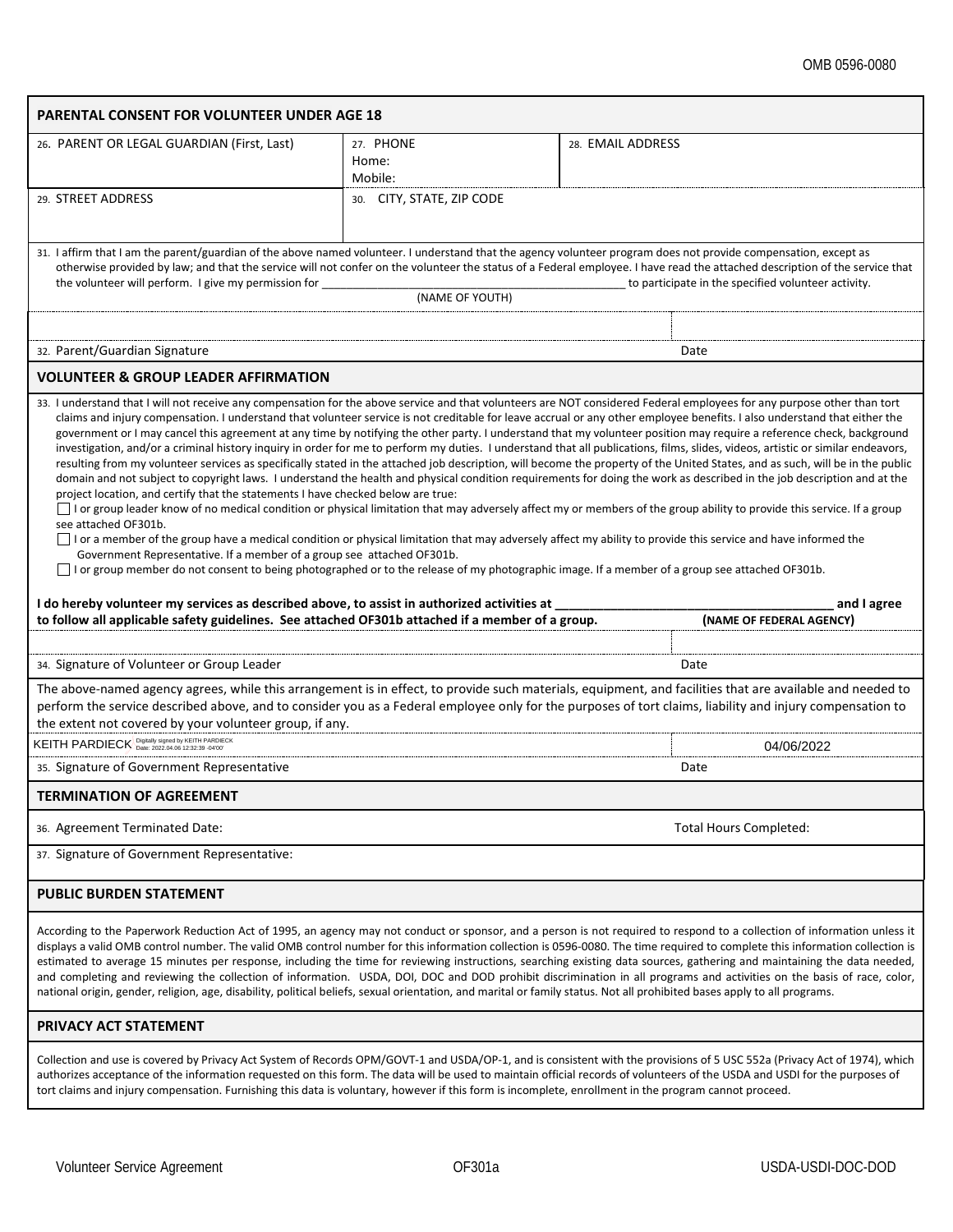OMB 0596-0080

## PARENTAL CONSENT FOR VOLUNTEER UNDER AGE 18

| 26. PARENT OR LEGAL GUARDIAN (First, Last) | 27. PHONE<br>Home:<br>Mobile: | 28. EMAIL ADDRESS |
|---|---|---|
| 29. STREET ADDRESS | 30. CITY, STATE, ZIP CODE | |

31. I affirm that I am the parent/guardian of the above named volunteer. I understand that the agency volunteer program does not provide compensation, except as otherwise provided by law; and that the service will not confer on the volunteer the status of a Federal employee. I have read the attached description of the service that the volunteer will perform. I give my permission for ______________________________________________ to participate in the specified volunteer activity.
(NAME OF YOUTH)

32. Parent/Guardian Signature — Date

## VOLUNTEER & GROUP LEADER AFFIRMATION

33. I understand that I will not receive any compensation for the above service and that volunteers are NOT considered Federal employees for any purpose other than tort claims and injury compensation. I understand that volunteer service is not creditable for leave accrual or any other employee benefits. I also understand that either the government or I may cancel this agreement at any time by notifying the other party. I understand that my volunteer position may require a reference check, background investigation, and/or a criminal history inquiry in order for me to perform my duties. I understand that all publications, films, slides, videos, artistic or similar endeavors, resulting from my volunteer services as specifically stated in the attached job description, will become the property of the United States, and as such, will be in the public domain and not subject to copyright laws. I understand the health and physical condition requirements for doing the work as described in the job description and at the project location, and certify that the statements I have checked below are true:

- ☐ I or group leader know of no medical condition or physical limitation that may adversely affect my or members of the group ability to provide this service. If a group see attached OF301b.
- ☐ I or a member of the group have a medical condition or physical limitation that may adversely affect my ability to provide this service and have informed the Government Representative. If a member of a group see attached OF301b.
- ☐ I or group member do not consent to being photographed or to the release of my photographic image. If a member of a group see attached OF301b.

**I do hereby volunteer my services as described above, to assist in authorized activities at ________________________________________ and I agree to follow all applicable safety guidelines. See attached OF301b attached if a member of a group.** **(NAME OF FEDERAL AGENCY)**

34. Signature of Volunteer or Group Leader — Date

The above-named agency agrees, while this arrangement is in effect, to provide such materials, equipment, and facilities that are available and needed to perform the service described above, and to consider you as a Federal employee only for the purposes of tort claims, liability and injury compensation to the extent not covered by your volunteer group, if any.

KEITH PARDIECK Digitally signed by KEITH PARDIECK Date: 2022.04.06 12:32:39 -04'00' — 04/06/2022

35. Signature of Government Representative — Date

## TERMINATION OF AGREEMENT

36. Agreement Terminated Date: — Total Hours Completed:

37. Signature of Government Representative:

## PUBLIC BURDEN STATEMENT

According to the Paperwork Reduction Act of 1995, an agency may not conduct or sponsor, and a person is not required to respond to a collection of information unless it displays a valid OMB control number. The valid OMB control number for this information collection is 0596-0080. The time required to complete this information collection is estimated to average 15 minutes per response, including the time for reviewing instructions, searching existing data sources, gathering and maintaining the data needed, and completing and reviewing the collection of information. USDA, DOI, DOC and DOD prohibit discrimination in all programs and activities on the basis of race, color, national origin, gender, religion, age, disability, political beliefs, sexual orientation, and marital or family status. Not all prohibited bases apply to all programs.

## PRIVACY ACT STATEMENT

Collection and use is covered by Privacy Act System of Records OPM/GOVT-1 and USDA/OP-1, and is consistent with the provisions of 5 USC 552a (Privacy Act of 1974), which authorizes acceptance of the information requested on this form. The data will be used to maintain official records of volunteers of the USDA and USDI for the purposes of tort claims and injury compensation. Furnishing this data is voluntary, however if this form is incomplete, enrollment in the program cannot proceed.

Volunteer Service Agreement — OF301a — USDA-USDI-DOC-DOD